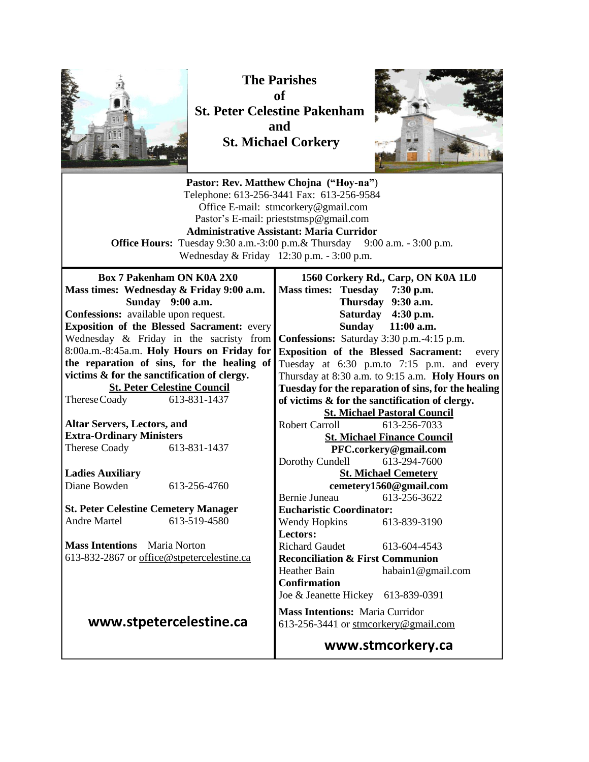# The Parishes of St. Peter Celestine Pakenham and St. Michael Corkery

**Pastor: Rev. Matthew Chojna ("Hoy-na")**
Telephone: 613-256-3441 Fax: 613-256-9584
Office E-mail: stmcorkery@gmail.com
Pastor's E-mail: prieststmsp@gmail.com
**Administrative Assistant: Maria Curridor**
**Office Hours:** Tuesday 9:30 a.m.-3:00 p.m.& Thursday 9:00 a.m. - 3:00 p.m.
Wednesday & Friday 12:30 p.m. - 3:00 p.m.

**Box 7 Pakenham ON K0A 2X0**
**Mass times: Wednesday & Friday 9:00 a.m.**
**Sunday 9:00 a.m.**
**Confessions:** available upon request.
**Exposition of the Blessed Sacrament:** every Wednesday & Friday in the sacristy from 8:00a.m.-8:45a.m. **Holy Hours on Friday for the reparation of sins, for the healing of victims & for the sanctification of clergy.**

**St. Peter Celestine Council**
Therese Coady 613-831-1437

**Altar Servers, Lectors, and Extra-Ordinary Ministers**
Therese Coady 613-831-1437

**Ladies Auxiliary**
Diane Bowden 613-256-4760

**St. Peter Celestine Cemetery Manager**
Andre Martel 613-519-4580

**Mass Intentions** Maria Norton
613-832-2867 or office@stpetercelestine.ca

**www.stpetercelestine.ca**

**1560 Corkery Rd., Carp, ON K0A 1L0**
**Mass times: Tuesday 7:30 p.m.**
**Thursday 9:30 a.m.**
**Saturday 4:30 p.m.**
**Sunday 11:00 a.m.**
**Confessions:** Saturday 3:30 p.m.-4:15 p.m.
**Exposition of the Blessed Sacrament:** every Tuesday at 6:30 p.m.to 7:15 p.m. and every Thursday at 8:30 a.m. to 9:15 a.m. **Holy Hours on Tuesday for the reparation of sins, for the healing of victims & for the sanctification of clergy.**

**St. Michael Pastoral Council**
Robert Carroll 613-256-7033

**St. Michael Finance Council**
**PFC.corkery@gmail.com**
Dorothy Cundell 613-294-7600

**St. Michael Cemetery**
**cemetery1560@gmail.com**
Bernie Juneau 613-256-3622

**Eucharistic Coordinator:**
Wendy Hopkins 613-839-3190

**Lectors:**
Richard Gaudet 613-604-4543

**Reconciliation & First Communion**
Heather Bain habain1@gmail.com

**Confirmation**
Joe & Jeanette Hickey 613-839-0391

**Mass Intentions:** Maria Curridor
613-256-3441 or stmcorkery@gmail.com

**www.stmcorkery.ca**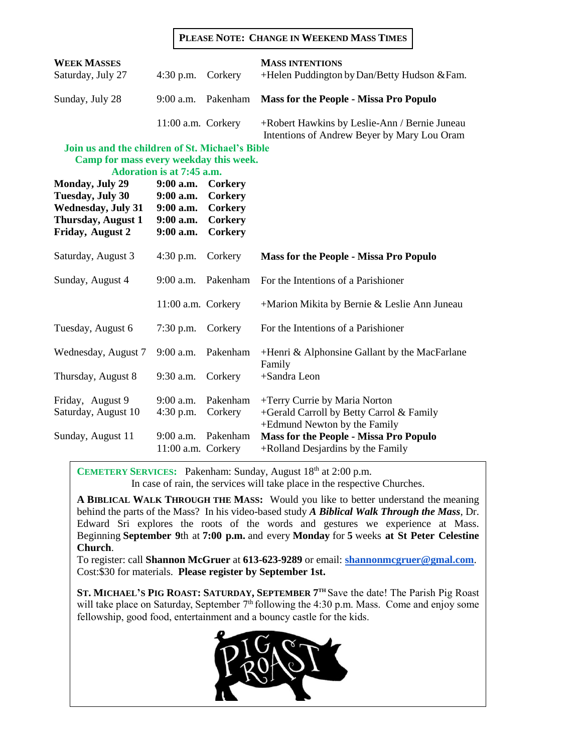**PLEASE NOTE: CHANGE IN WEEKEND MASS TIMES**

| **WEEK MASSES** | | | **MASS INTENTIONS** |
|---|---|---|---|
| Saturday, July 27 | 4:30 p.m. | Corkery | +Helen Puddington by Dan/Betty Hudson &Fam. |
| Sunday, July 28 | 9:00 a.m. | Pakenham | **Mass for the People - Missa Pro Populo** |
| | 11:00 a.m. | Corkery | +Robert Hawkins by Leslie-Ann / Bernie Juneau<br>Intentions of Andrew Beyer by Mary Lou Oram |

**Join us and the children of St. Michael's Bible Camp for mass every weekday this week.**
**Adoration is at 7:45 a.m.**

| | | | |
|---|---|---|---|
| **Monday, July 29** | **9:00 a.m.** | **Corkery** | |
| **Tuesday, July 30** | **9:00 a.m.** | **Corkery** | |
| **Wednesday, July 31** | **9:00 a.m.** | **Corkery** | |
| **Thursday, August 1** | **9:00 a.m.** | **Corkery** | |
| **Friday, August 2** | **9:00 a.m.** | **Corkery** | |
| Saturday, August 3 | 4:30 p.m. | Corkery | **Mass for the People - Missa Pro Populo** |
| Sunday, August 4 | 9:00 a.m. | Pakenham | For the Intentions of a Parishioner |
| | 11:00 a.m. | Corkery | +Marion Mikita by Bernie & Leslie Ann Juneau |
| Tuesday, August 6 | 7:30 p.m. | Corkery | For the Intentions of a Parishioner |
| Wednesday, August 7 | 9:00 a.m. | Pakenham | +Henri & Alphonsine Gallant by the MacFarlane Family |
| Thursday, August 8 | 9:30 a.m. | Corkery | +Sandra Leon |
| Friday, August 9 | 9:00 a.m. | Pakenham | +Terry Currie by Maria Norton |
| Saturday, August 10 | 4:30 p.m. | Corkery | +Gerald Carroll by Betty Carrol & Family<br>+Edmund Newton by the Family |
| Sunday, August 11 | 9:00 a.m. | Pakenham | **Mass for the People - Missa Pro Populo** |
| | 11:00 a.m. | Corkery | +Rolland Desjardins by the Family |

**CEMETERY SERVICES:** Pakenham: Sunday, August 18th at 2:00 p.m.
In case of rain, the services will take place in the respective Churches.

**A BIBLICAL WALK THROUGH THE MASS:** Would you like to better understand the meaning behind the parts of the Mass? In his video-based study ***A Biblical Walk Through the Mass***, Dr. Edward Sri explores the roots of the words and gestures we experience at Mass. Beginning **September 9**th at **7:00 p.m.** and every **Monday** for **5** weeks **at St Peter Celestine Church**.
To register: call **Shannon McGruer** at **613-623-9289** or email: **shannonmcgruer@gmal.com**. Cost:$30 for materials. **Please register by September 1st.**

**ST. MICHAEL'S PIG ROAST: SATURDAY, SEPTEMBER 7TH** Save the date! The Parish Pig Roast will take place on Saturday, September 7th following the 4:30 p.m. Mass. Come and enjoy some fellowship, good food, entertainment and a bouncy castle for the kids.

PIG ROAST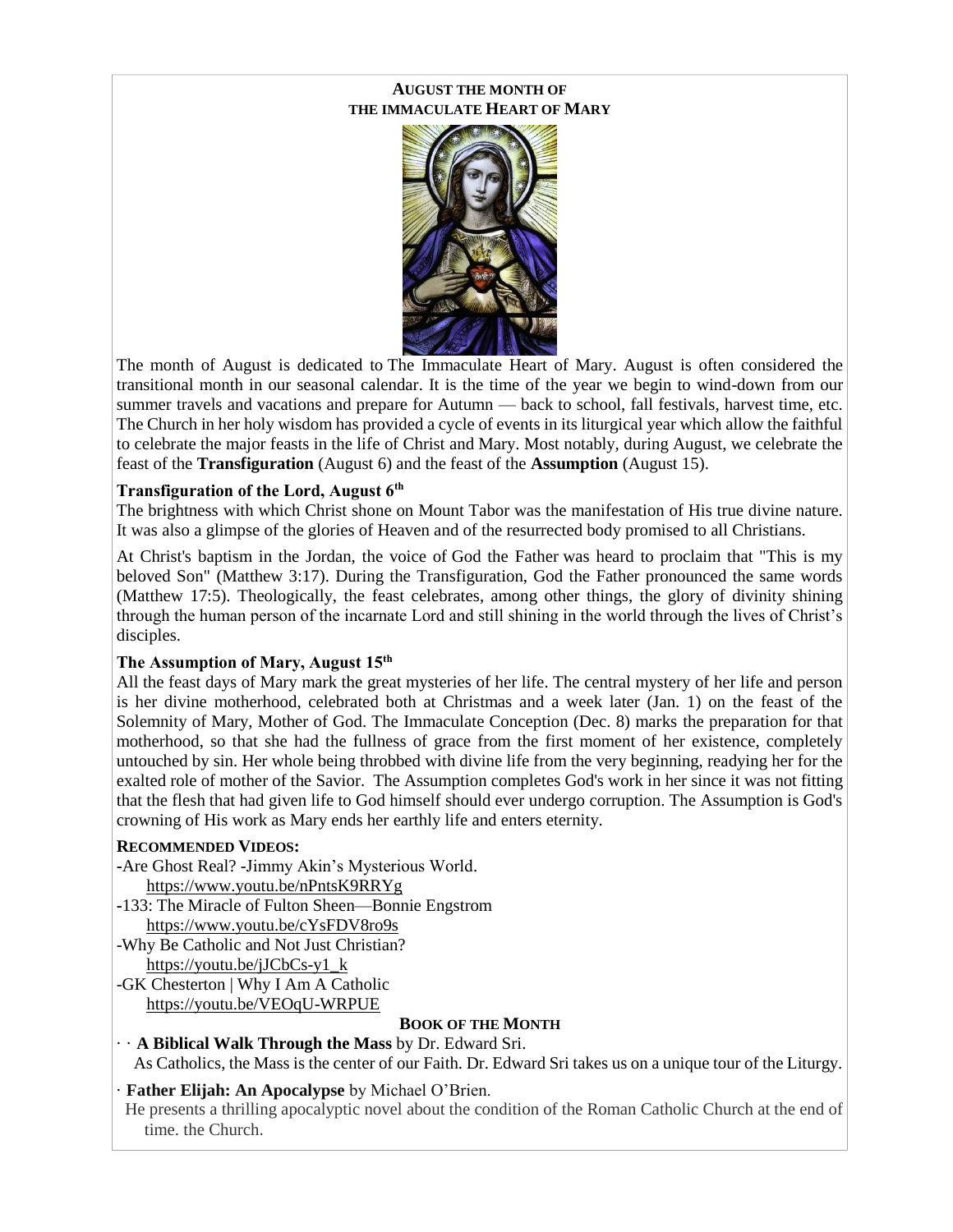**AUGUST THE MONTH OF THE IMMACULATE HEART OF MARY**

The month of August is dedicated to The Immaculate Heart of Mary. August is often considered the transitional month in our seasonal calendar. It is the time of the year we begin to wind-down from our summer travels and vacations and prepare for Autumn — back to school, fall festivals, harvest time, etc. The Church in her holy wisdom has provided a cycle of events in its liturgical year which allow the faithful to celebrate the major feasts in the life of Christ and Mary. Most notably, during August, we celebrate the feast of the **Transfiguration** (August 6) and the feast of the **Assumption** (August 15).

### Transfiguration of the Lord, August 6th

The brightness with which Christ shone on Mount Tabor was the manifestation of His true divine nature. It was also a glimpse of the glories of Heaven and of the resurrected body promised to all Christians.

At Christ's baptism in the Jordan, the voice of God the Father was heard to proclaim that "This is my beloved Son" (Matthew 3:17). During the Transfiguration, God the Father pronounced the same words (Matthew 17:5). Theologically, the feast celebrates, among other things, the glory of divinity shining through the human person of the incarnate Lord and still shining in the world through the lives of Christ's disciples.

### The Assumption of Mary, August 15th

All the feast days of Mary mark the great mysteries of her life. The central mystery of her life and person is her divine motherhood, celebrated both at Christmas and a week later (Jan. 1) on the feast of the Solemnity of Mary, Mother of God. The Immaculate Conception (Dec. 8) marks the preparation for that motherhood, so that she had the fullness of grace from the first moment of her existence, completely untouched by sin. Her whole being throbbed with divine life from the very beginning, readying her for the exalted role of mother of the Savior. The Assumption completes God's work in her since it was not fitting that the flesh that had given life to God himself should ever undergo corruption. The Assumption is God's crowning of His work as Mary ends her earthly life and enters eternity.

**RECOMMENDED VIDEOS:**

- Are Ghost Real? -Jimmy Akin's Mysterious World.
  https://www.youtu.be/nPntsK9RRYg
- 133: The Miracle of Fulton Sheen—Bonnie Engstrom
  https://www.youtu.be/cYsFDV8ro9s
- Why Be Catholic and Not Just Christian?
  https://youtu.be/jJCbCs-y1_k
- GK Chesterton | Why I Am A Catholic
  https://youtu.be/VEOqU-WRPUE

**BOOK OF THE MONTH**

- **A Biblical Walk Through the Mass** by Dr. Edward Sri.
  As Catholics, the Mass is the center of our Faith. Dr. Edward Sri takes us on a unique tour of the Liturgy.
- **Father Elijah: An Apocalypse** by Michael O'Brien.
  He presents a thrilling apocalyptic novel about the condition of the Roman Catholic Church at the end of time. the Church.